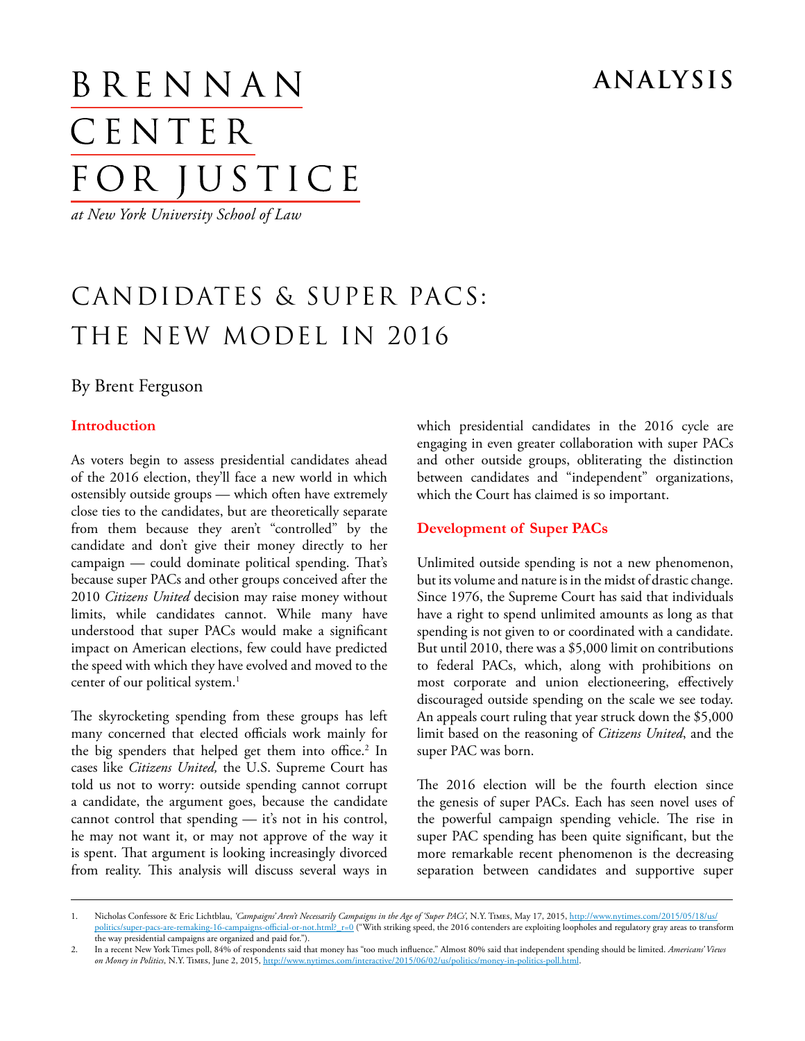# BRENNAN CENTER FOR JUSTICE

*at New York University School of Law*

**ANALYSIS**

# CANDIDATES & SUPER PACS: THE NEW MODEL IN 2016

By Brent Ferguson

## Introduction

As voters begin to assess presidential candidates ahead of the 2016 election, they'll face a new world in which ostensibly outside groups — which often have extremely close ties to the candidates, but are theoretically separate from them because they aren't "controlled" by the candidate and don't give their money directly to her campaign — could dominate political spending. That's because super PACs and other groups conceived after the 2010 *Citizens United* decision may raise money without limits, while candidates cannot. While many have understood that super PACs would make a significant impact on American elections, few could have predicted the speed with which they have evolved and moved to the center of our political system.[1]

The skyrocketing spending from these groups has left many concerned that elected officials work mainly for the big spenders that helped get them into office.[2] In cases like *Citizens United,* the U.S. Supreme Court has told us not to worry: outside spending cannot corrupt a candidate, the argument goes, because the candidate cannot control that spending — it's not in his control, he may not want it, or may not approve of the way it is spent. That argument is looking increasingly divorced from reality. This analysis will discuss several ways in which presidential candidates in the 2016 cycle are engaging in even greater collaboration with super PACs and other outside groups, obliterating the distinction between candidates and "independent" organizations, which the Court has claimed is so important.

## Development of Super PACs

Unlimited outside spending is not a new phenomenon, but its volume and nature is in the midst of drastic change. Since 1976, the Supreme Court has said that individuals have a right to spend unlimited amounts as long as that spending is not given to or coordinated with a candidate. But until 2010, there was a $5,000 limit on contributions to federal PACs, which, along with prohibitions on most corporate and union electioneering, effectively discouraged outside spending on the scale we see today. An appeals court ruling that year struck down the $5,000 limit based on the reasoning of *Citizens United*, and the super PAC was born.

The 2016 election will be the fourth election since the genesis of super PACs. Each has seen novel uses of the powerful campaign spending vehicle. The rise in super PAC spending has been quite significant, but the more remarkable recent phenomenon is the decreasing separation between candidates and supportive super

---

1. Nicholas Confessore & Eric Lichtblau, *'Campaigns' Aren't Necessarily Campaigns in the Age of 'Super PACs'*, N.Y. Times, May 17, 2015, http://www.nytimes.com/2015/05/18/us/politics/super-pacs-are-remaking-16-campaigns-official-or-not.html?_r=0 ("With striking speed, the 2016 contenders are exploiting loopholes and regulatory gray areas to transform the way presidential campaigns are organized and paid for.").
2. In a recent New York Times poll, 84% of respondents said that money has "too much influence." Almost 80% said that independent spending should be limited. *Americans' Views on Money in Politics*, N.Y. Times, June 2, 2015, http://www.nytimes.com/interactive/2015/06/02/us/politics/money-in-politics-poll.html.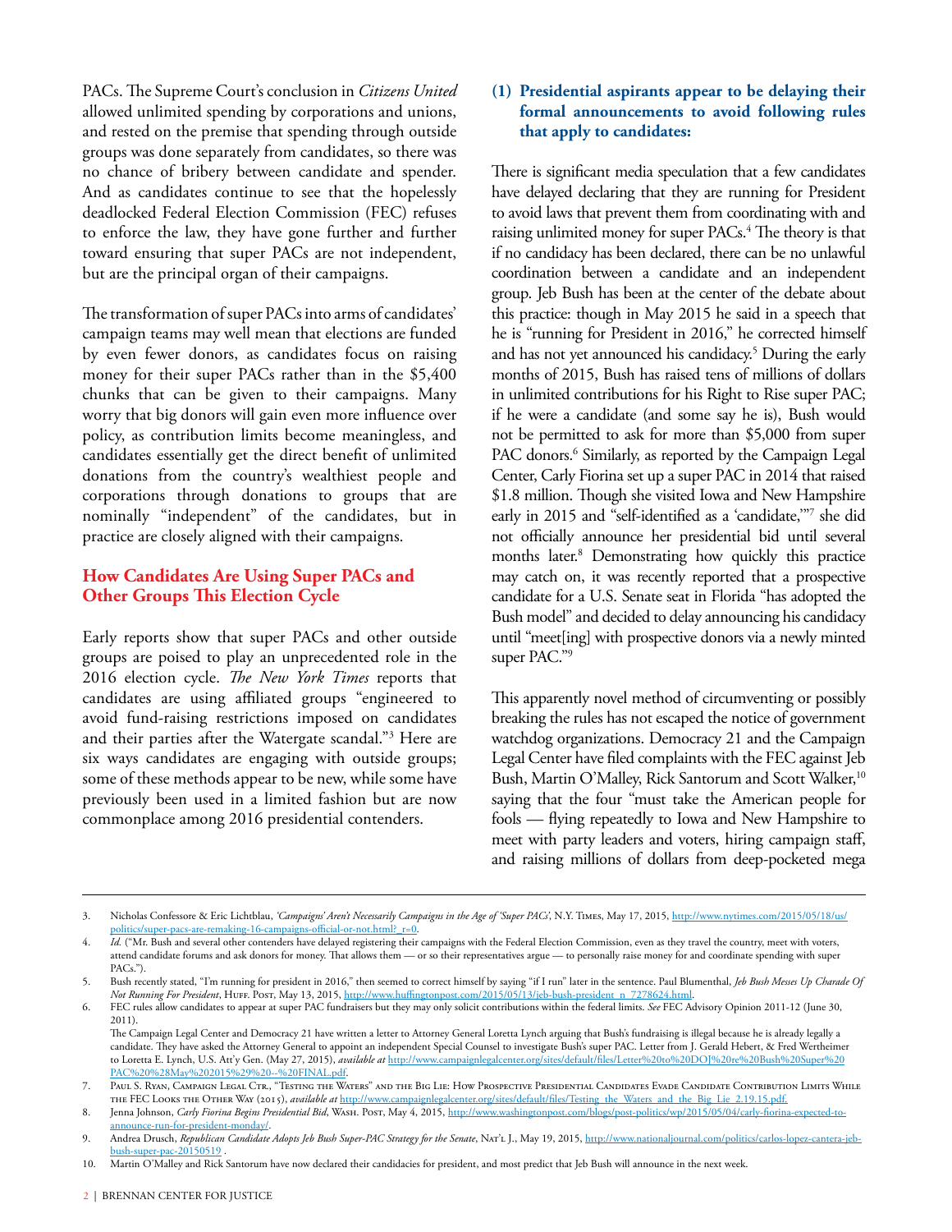PACs. The Supreme Court's conclusion in *Citizens United* allowed unlimited spending by corporations and unions, and rested on the premise that spending through outside groups was done separately from candidates, so there was no chance of bribery between candidate and spender. And as candidates continue to see that the hopelessly deadlocked Federal Election Commission (FEC) refuses to enforce the law, they have gone further and further toward ensuring that super PACs are not independent, but are the principal organ of their campaigns.

The transformation of super PACs into arms of candidates' campaign teams may well mean that elections are funded by even fewer donors, as candidates focus on raising money for their super PACs rather than in the $5,400 chunks that can be given to their campaigns. Many worry that big donors will gain even more influence over policy, as contribution limits become meaningless, and candidates essentially get the direct benefit of unlimited donations from the country's wealthiest people and corporations through donations to groups that are nominally "independent" of the candidates, but in practice are closely aligned with their campaigns.

## How Candidates Are Using Super PACs and Other Groups This Election Cycle

Early reports show that super PACs and other outside groups are poised to play an unprecedented role in the 2016 election cycle. *The New York Times* reports that candidates are using affiliated groups "engineered to avoid fund-raising restrictions imposed on candidates and their parties after the Watergate scandal."[3] Here are six ways candidates are engaging with outside groups; some of these methods appear to be new, while some have previously been used in a limited fashion but are now commonplace among 2016 presidential contenders.

### (1) Presidential aspirants appear to be delaying their formal announcements to avoid following rules that apply to candidates:

There is significant media speculation that a few candidates have delayed declaring that they are running for President to avoid laws that prevent them from coordinating with and raising unlimited money for super PACs.[4] The theory is that if no candidacy has been declared, there can be no unlawful coordination between a candidate and an independent group. Jeb Bush has been at the center of the debate about this practice: though in May 2015 he said in a speech that he is "running for President in 2016," he corrected himself and has not yet announced his candidacy.[5] During the early months of 2015, Bush has raised tens of millions of dollars in unlimited contributions for his Right to Rise super PAC; if he were a candidate (and some say he is), Bush would not be permitted to ask for more than $5,000 from super PAC donors.[6] Similarly, as reported by the Campaign Legal Center, Carly Fiorina set up a super PAC in 2014 that raised $1.8 million. Though she visited Iowa and New Hampshire early in 2015 and "self-identified as a 'candidate,'"[7] she did not officially announce her presidential bid until several months later.[8] Demonstrating how quickly this practice may catch on, it was recently reported that a prospective candidate for a U.S. Senate seat in Florida "has adopted the Bush model" and decided to delay announcing his candidacy until "meet[ing] with prospective donors via a newly minted super PAC."[9]

This apparently novel method of circumventing or possibly breaking the rules has not escaped the notice of government watchdog organizations. Democracy 21 and the Campaign Legal Center have filed complaints with the FEC against Jeb Bush, Martin O'Malley, Rick Santorum and Scott Walker,[10] saying that the four "must take the American people for fools — flying repeatedly to Iowa and New Hampshire to meet with party leaders and voters, hiring campaign staff, and raising millions of dollars from deep-pocketed mega

---

3. Nicholas Confessore & Eric Lichtblau, *'Campaigns' Aren't Necessarily Campaigns in the Age of 'Super PACs'*, N.Y. Times, May 17, 2015, http://www.nytimes.com/2015/05/18/us/politics/super-pacs-are-remaking-16-campaigns-official-or-not.html?_r=0.
4. *Id.* ("Mr. Bush and several other contenders have delayed registering their campaigns with the Federal Election Commission, even as they travel the country, meet with voters, attend candidate forums and ask donors for money. That allows them — or so their representatives argue — to personally raise money for and coordinate spending with super PACs.").
5. Bush recently stated, "I'm running for president in 2016," then seemed to correct himself by saying "if I run" later in the sentence. Paul Blumenthal, *Jeb Bush Messes Up Charade Of Not Running For President*, Huff. Post, May 13, 2015, http://www.huffingtonpost.com/2015/05/13/jeb-bush-president_n_7278624.html.
6. FEC rules allow candidates to appear at super PAC fundraisers but they may only solicit contributions within the federal limits. *See* FEC Advisory Opinion 2011-12 (June 30, 2011).
   The Campaign Legal Center and Democracy 21 have written a letter to Attorney General Loretta Lynch arguing that Bush's fundraising is illegal because he is already legally a candidate. They have asked the Attorney General to appoint an independent Special Counsel to investigate Bush's super PAC. Letter from J. Gerald Hebert, & Fred Wertheimer to Loretta E. Lynch, U.S. Att'y Gen. (May 27, 2015), *available at* http://www.campaignlegalcenter.org/sites/default/files/Letter%20to%20DOJ%20re%20Bush%20Super%20PAC%20%28May%202015%29%20--%20FINAL.pdf.
7. Paul S. Ryan, Campaign Legal Ctr., "Testing the Waters" and the Big Lie: How Prospective Presidential Candidates Evade Candidate Contribution Limits While the FEC Looks the Other Way (2015), *available at* http://www.campaignlegalcenter.org/sites/default/files/Testing_the_Waters_and_the_Big_Lie_2.19.15.pdf.
8. Jenna Johnson, *Carly Fiorina Begins Presidential Bid*, Wash. Post, May 4, 2015, http://www.washingtonpost.com/blogs/post-politics/wp/2015/05/04/carly-fiorina-expected-to-announce-run-for-president-monday/.
9. Andrea Drusch, *Republican Candidate Adopts Jeb Bush Super-PAC Strategy for the Senate*, Nat'l J., May 19, 2015, http://www.nationaljournal.com/politics/carlos-lopez-cantera-jeb-bush-super-pac-20150519 .
10. Martin O'Malley and Rick Santorum have now declared their candidacies for president, and most predict that Jeb Bush will announce in the next week.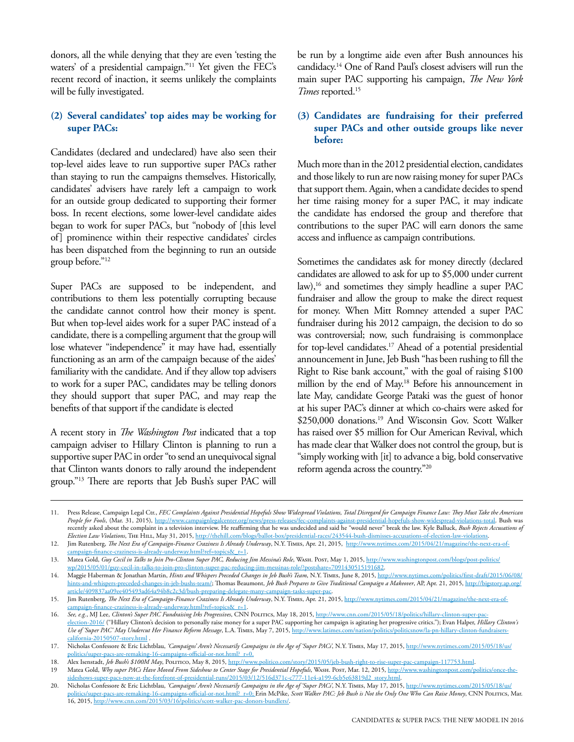donors, all the while denying that they are even 'testing the waters' of a presidential campaign."[11] Yet given the FEC's recent record of inaction, it seems unlikely the complaints will be fully investigated.

### (2) Several candidates' top aides may be working for super PACs:

Candidates (declared and undeclared) have also seen their top-level aides leave to run supportive super PACs rather than staying to run the campaigns themselves. Historically, candidates' advisers have rarely left a campaign to work for an outside group dedicated to supporting their former boss. In recent elections, some lower-level candidate aides began to work for super PACs, but "nobody of [this level of] prominence within their respective candidates' circles has been dispatched from the beginning to run an outside group before."[12]

Super PACs are supposed to be independent, and contributions to them less potentially corrupting because the candidate cannot control how their money is spent. But when top-level aides work for a super PAC instead of a candidate, there is a compelling argument that the group will lose whatever "independence" it may have had, essentially functioning as an arm of the campaign because of the aides' familiarity with the candidate. And if they allow top advisers to work for a super PAC, candidates may be telling donors they should support that super PAC, and may reap the benefits of that support if the candidate is elected

A recent story in *The Washington Post* indicated that a top campaign adviser to Hillary Clinton is planning to run a supportive super PAC in order "to send an unequivocal signal that Clinton wants donors to rally around the independent group."[13] There are reports that Jeb Bush's super PAC will be run by a longtime aide even after Bush announces his candidacy.[14] One of Rand Paul's closest advisers will run the main super PAC supporting his campaign, *The New York Times* reported.[15]

### (3) Candidates are fundraising for their preferred super PACs and other outside groups like never before:

Much more than in the 2012 presidential election, candidates and those likely to run are now raising money for super PACs that support them. Again, when a candidate decides to spend her time raising money for a super PAC, it may indicate the candidate has endorsed the group and therefore that contributions to the super PAC will earn donors the same access and influence as campaign contributions.

Sometimes the candidates ask for money directly (declared candidates are allowed to ask for up to $5,000 under current law),[16] and sometimes they simply headline a super PAC fundraiser and allow the group to make the direct request for money. When Mitt Romney attended a super PAC fundraiser during his 2012 campaign, the decision to do so was controversial; now, such fundraising is commonplace for top-level candidates.[17] Ahead of a potential presidential announcement in June, Jeb Bush "has been rushing to fill the Right to Rise bank account," with the goal of raising $100 million by the end of May.[18] Before his announcement in late May, candidate George Pataki was the guest of honor at his super PAC's dinner at which co-chairs were asked for $250,000 donations.[19] And Wisconsin Gov. Scott Walker has raised over $5 million for Our American Revival, which has made clear that Walker does not control the group, but is "simply working with [it] to advance a big, bold conservative reform agenda across the country."[20]

---

11. Press Release, Campaign Legal Ctr., *FEC Complaints Against Presidential Hopefuls Show Widespread Violations, Total Disregard for Campaign Finance Law: They Must Take the American People for Fools*, (Mar. 31, 2015), http://www.campaignlegalcenter.org/news/press-releases/fec-complaints-against-presidential-hopefuls-show-widespread-violations-total. Bush was recently asked about the complaint in a television interview. He reaffirming that he was undecided and said he "would never" break the law. Kyle Balluck, *Bush Rejects Accusations of Election Law Violations*, The Hill, May 31, 2015, http://thehill.com/blogs/ballot-box/presidential-races/243544-bush-dismisses-accusations-of-election-law-violations.
12. Jim Rutenberg, *The Next Era of Campaign-Finance Craziness Is Already Underway*, N.Y. Times, Apr. 21, 2015, http://www.nytimes.com/2015/04/21/magazine/the-next-era-of-campaign-finance-craziness-is-already-underway.html?ref=topics&_r=1.
13. Matea Gold, *Guy Cecil in Talks to Join Pro-Clinton Super PAC, Reducing Jim Messina's Role*, Wash. Post, May 1, 2015, http://www.washingtonpost.com/blogs/post-politics/wp/2015/05/01/guy-cecil-in-talks-to-join-pro-clinton-super-pac-reducing-jim-messinas-role/?postshare=7091430515191682.
14. Maggie Haberman & Jonathan Martin, *Hints and Whispers Preceded Changes in Jeb Bush's Team*, N.Y. Times, June 8, 2015, http://www.nytimes.com/politics/first-draft/2015/06/08/hints-and-whispers-preceded-changes-in-jeb-bushs-team/; Thomas Beaumont, *Jeb Bush Prepares to Give Traditional Campaign a Makeover*, AP, Apr. 21, 2015, http://bigstory.ap.org/article/409837aa09ee405493ad64a94b8c2c3d/bush-preparing-delegate-many-campaign-tasks-super-pac.
15. Jim Rutenberg, *The Next Era of Campaign-Finance Craziness Is Already Underway*, N.Y. Times, Apr. 21, 2015, http://www.nytimes.com/2015/04/21/magazine/the-next-era-of-campaign-finance-craziness-is-already-underway.html?ref=topics&_r=1.
16. *See, e.g.*, MJ Lee, *Clinton's Super PAC Fundraising Irks Progressives*, CNN Politics, May 18, 2015, http://www.cnn.com/2015/05/18/politics/hillary-clinton-super-pac-election-2016/ ("Hillary Clinton's decision to personally raise money for a super PAC supporting her campaign is agitating her progressive critics."); Evan Halper, *Hillary Clinton's Use of 'Super PAC' May Undercut Her Finance Reform Message*, L.A. Times, May 7, 2015, http://www.latimes.com/nation/politics/politicsnow/la-pn-hillary-clinton-fundraisers-california-20150507-story.html .
17. Nicholas Confessore & Eric Lichtblau, *'Campaigns' Aren't Necessarily Campaigns in the Age of 'Super PACs'*, N.Y. Times, May 17, 2015, http://www.nytimes.com/2015/05/18/us/politics/super-pacs-are-remaking-16-campaigns-official-or-not.html?_r=0.
18. Alex Isenstadt, *Jeb Bush's $100M May*, Politico, May 8, 2015, http://www.politico.com/story/2015/05/jeb-bush-right-to-rise-super-pac-campaign-117753.html.
19. Matea Gold, *Why super PACs Have Moved From Sideshow to Center Stage for Presidential Hopefuls*, Wash. Post, Mar. 12, 2015, http://www.washingtonpost.com/politics/once-the-sideshows-super-pacs-now-at-the-forefront-of-presidential-runs/2015/03/12/516d371c-c777-11e4-a199-6cb5e63819d2_story.html.
20. Nicholas Confessore & Eric Lichtblau, *'Campaigns' Aren't Necessarily Campaigns in the Age of 'Super PACs'*, N.Y. Times, May 17, 2015, http://www.nytimes.com/2015/05/18/us/politics/super-pacs-are-remaking-16-campaigns-official-or-not.html?_r=0; Erin McPike, *Scott Walker PAC: Jeb Bush is Not the Only One Who Can Raise Money*, CNN Politics, Mar. 16, 2015, http://www.cnn.com/2015/03/16/politics/scott-walker-pac-donors-bundlers/.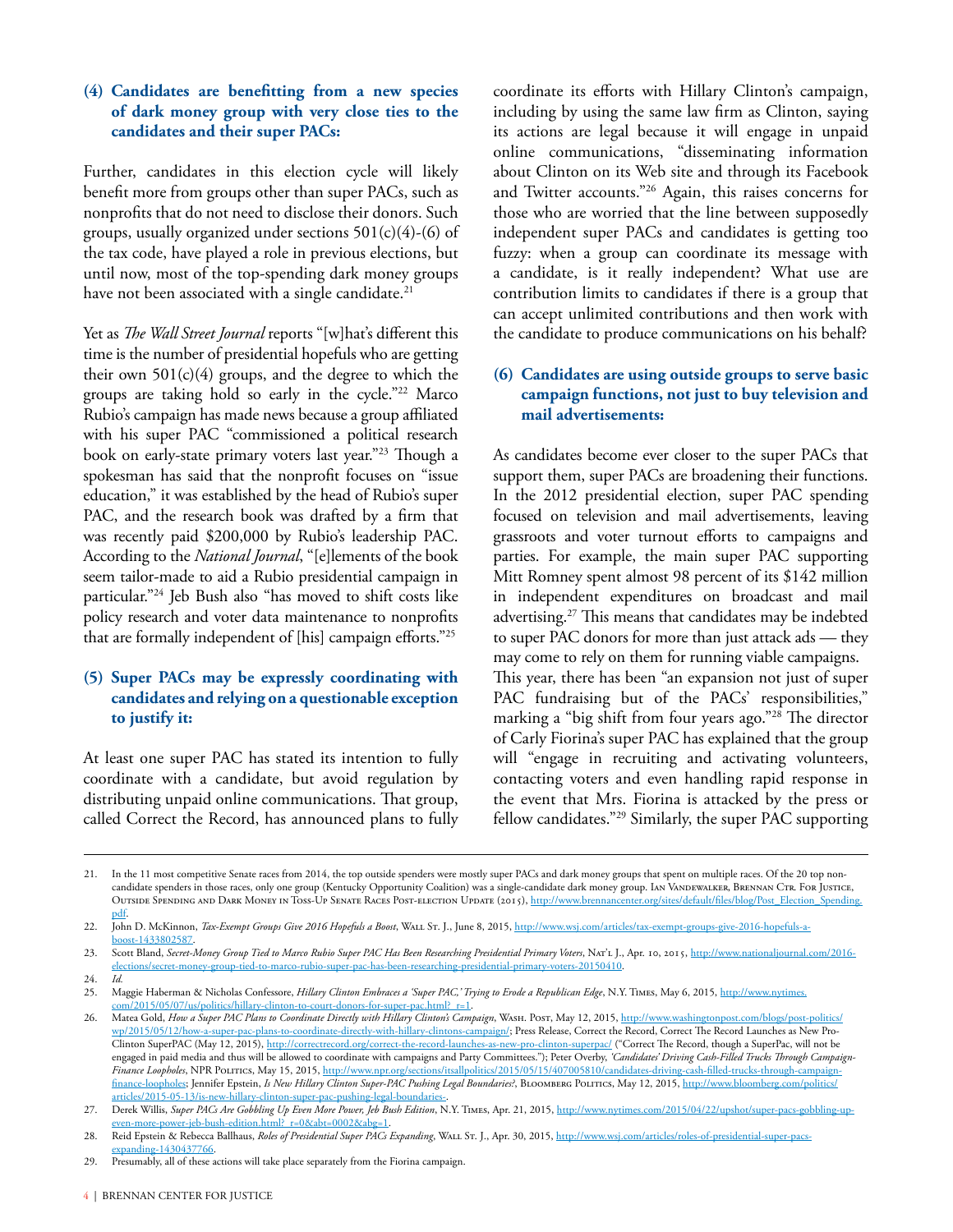### (4) Candidates are benefitting from a new species of dark money group with very close ties to the candidates and their super PACs:

Further, candidates in this election cycle will likely benefit more from groups other than super PACs, such as nonprofits that do not need to disclose their donors. Such groups, usually organized under sections 501(c)(4)-(6) of the tax code, have played a role in previous elections, but until now, most of the top-spending dark money groups have not been associated with a single candidate.[21]

Yet as *The Wall Street Journal* reports "[w]hat's different this time is the number of presidential hopefuls who are getting their own 501(c)(4) groups, and the degree to which the groups are taking hold so early in the cycle."[22] Marco Rubio's campaign has made news because a group affiliated with his super PAC "commissioned a political research book on early-state primary voters last year."[23] Though a spokesman has said that the nonprofit focuses on "issue education," it was established by the head of Rubio's super PAC, and the research book was drafted by a firm that was recently paid $200,000 by Rubio's leadership PAC. According to the *National Journal*, "[e]lements of the book seem tailor-made to aid a Rubio presidential campaign in particular."[24] Jeb Bush also "has moved to shift costs like policy research and voter data maintenance to nonprofits that are formally independent of [his] campaign efforts."[25]

### (5) Super PACs may be expressly coordinating with candidates and relying on a questionable exception to justify it:

At least one super PAC has stated its intention to fully coordinate with a candidate, but avoid regulation by distributing unpaid online communications. That group, called Correct the Record, has announced plans to fully coordinate its efforts with Hillary Clinton's campaign, including by using the same law firm as Clinton, saying its actions are legal because it will engage in unpaid online communications, "disseminating information about Clinton on its Web site and through its Facebook and Twitter accounts."[26] Again, this raises concerns for those who are worried that the line between supposedly independent super PACs and candidates is getting too fuzzy: when a group can coordinate its message with a candidate, is it really independent? What use are contribution limits to candidates if there is a group that can accept unlimited contributions and then work with the candidate to produce communications on his behalf?

### (6) Candidates are using outside groups to serve basic campaign functions, not just to buy television and mail advertisements:

As candidates become ever closer to the super PACs that support them, super PACs are broadening their functions. In the 2012 presidential election, super PAC spending focused on television and mail advertisements, leaving grassroots and voter turnout efforts to campaigns and parties. For example, the main super PAC supporting Mitt Romney spent almost 98 percent of its $142 million in independent expenditures on broadcast and mail advertising.[27] This means that candidates may be indebted to super PAC donors for more than just attack ads — they may come to rely on them for running viable campaigns. This year, there has been "an expansion not just of super PAC fundraising but of the PACs' responsibilities," marking a "big shift from four years ago."[28] The director of Carly Fiorina's super PAC has explained that the group will "engage in recruiting and activating volunteers, contacting voters and even handling rapid response in the event that Mrs. Fiorina is attacked by the press or fellow candidates."[29] Similarly, the super PAC supporting

---

21. In the 11 most competitive Senate races from 2014, the top outside spenders were mostly super PACs and dark money groups that spent on multiple races. Of the 20 top non-candidate spenders in those races, only one group (Kentucky Opportunity Coalition) was a single-candidate dark money group. Ian Vandewalker, Brennan Ctr. For Justice, Outside Spending and Dark Money in Toss-Up Senate Races Post-election Update (2015), http://www.brennancenter.org/sites/default/files/blog/Post_Election_Spending.pdf.
22. John D. McKinnon, *Tax-Exempt Groups Give 2016 Hopefuls a Boost*, Wall St. J., June 8, 2015, http://www.wsj.com/articles/tax-exempt-groups-give-2016-hopefuls-a-boost-1433802587.
23. Scott Bland, *Secret-Money Group Tied to Marco Rubio Super PAC Has Been Researching Presidential Primary Voters*, Nat'l J., Apr. 10, 2015, http://www.nationaljournal.com/2016-elections/secret-money-group-tied-to-marco-rubio-super-pac-has-been-researching-presidential-primary-voters-20150410.
24. *Id.*
25. Maggie Haberman & Nicholas Confessore, *Hillary Clinton Embraces a 'Super PAC,' Trying to Erode a Republican Edge*, N.Y. Times, May 6, 2015, http://www.nytimes.com/2015/05/07/us/politics/hillary-clinton-to-court-donors-for-super-pac.html?_r=1.
26. Matea Gold, *How a Super PAC Plans to Coordinate Directly with Hillary Clinton's Campaign*, Wash. Post, May 12, 2015, http://www.washingtonpost.com/blogs/post-politics/wp/2015/05/12/how-a-super-pac-plans-to-coordinate-directly-with-hillary-clintons-campaign/; Press Release, Correct the Record, Correct The Record Launches as New Pro-Clinton SuperPAC (May 12, 2015), http://correctrecord.org/correct-the-record-launches-as-new-pro-clinton-superpac/ ("Correct The Record, though a SuperPac, will not be engaged in paid media and thus will be allowed to coordinate with campaigns and Party Committees."); Peter Overby, *'Candidates' Driving Cash-Filled Trucks Through Campaign-Finance Loopholes*, NPR Politics, May 15, 2015, http://www.npr.org/sections/itsallpolitics/2015/05/15/407005810/candidates-driving-cash-filled-trucks-through-campaign-finance-loopholes; Jennifer Epstein, *Is New Hillary Clinton Super-PAC Pushing Legal Boundaries?*, Bloomberg Politics, May 12, 2015, http://www.bloomberg.com/politics/articles/2015-05-13/is-new-hillary-clinton-super-pac-pushing-legal-boundaries-.
27. Derek Willis, *Super PACs Are Gobbling Up Even More Power, Jeb Bush Edition*, N.Y. Times, Apr. 21, 2015, http://www.nytimes.com/2015/04/22/upshot/super-pacs-gobbling-up-even-more-power-jeb-bush-edition.html?_r=0&abt=0002&abg=1.
28. Reid Epstein & Rebecca Ballhaus, *Roles of Presidential Super PACs Expanding*, Wall St. J., Apr. 30, 2015, http://www.wsj.com/articles/roles-of-presidential-super-pacs-expanding-1430437766.
29. Presumably, all of these actions will take place separately from the Fiorina campaign.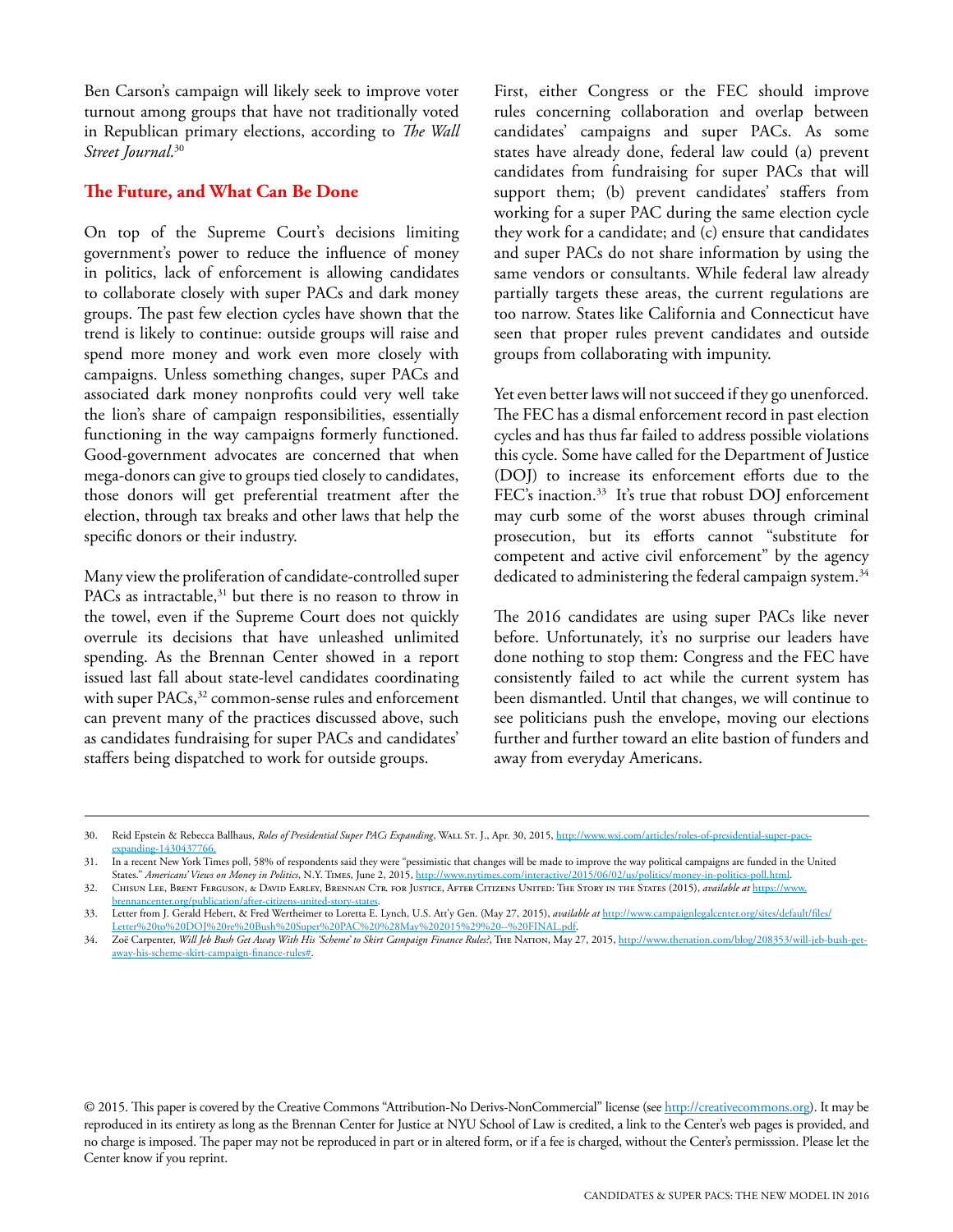Ben Carson's campaign will likely seek to improve voter turnout among groups that have not traditionally voted in Republican primary elections, according to *The Wall Street Journal*.[30]

## The Future, and What Can Be Done

On top of the Supreme Court's decisions limiting government's power to reduce the influence of money in politics, lack of enforcement is allowing candidates to collaborate closely with super PACs and dark money groups. The past few election cycles have shown that the trend is likely to continue: outside groups will raise and spend more money and work even more closely with campaigns. Unless something changes, super PACs and associated dark money nonprofits could very well take the lion's share of campaign responsibilities, essentially functioning in the way campaigns formerly functioned. Good-government advocates are concerned that when mega-donors can give to groups tied closely to candidates, those donors will get preferential treatment after the election, through tax breaks and other laws that help the specific donors or their industry.

Many view the proliferation of candidate-controlled super PACs as intractable,[31] but there is no reason to throw in the towel, even if the Supreme Court does not quickly overrule its decisions that have unleashed unlimited spending. As the Brennan Center showed in a report issued last fall about state-level candidates coordinating with super PACs,[32] common-sense rules and enforcement can prevent many of the practices discussed above, such as candidates fundraising for super PACs and candidates' staffers being dispatched to work for outside groups.

First, either Congress or the FEC should improve rules concerning collaboration and overlap between candidates' campaigns and super PACs. As some states have already done, federal law could (a) prevent candidates from fundraising for super PACs that will support them; (b) prevent candidates' staffers from working for a super PAC during the same election cycle they work for a candidate; and (c) ensure that candidates and super PACs do not share information by using the same vendors or consultants. While federal law already partially targets these areas, the current regulations are too narrow. States like California and Connecticut have seen that proper rules prevent candidates and outside groups from collaborating with impunity.

Yet even better laws will not succeed if they go unenforced. The FEC has a dismal enforcement record in past election cycles and has thus far failed to address possible violations this cycle. Some have called for the Department of Justice (DOJ) to increase its enforcement efforts due to the FEC's inaction.[33] It's true that robust DOJ enforcement may curb some of the worst abuses through criminal prosecution, but its efforts cannot "substitute for competent and active civil enforcement" by the agency dedicated to administering the federal campaign system.[34]

The 2016 candidates are using super PACs like never before. Unfortunately, it's no surprise our leaders have done nothing to stop them: Congress and the FEC have consistently failed to act while the current system has been dismantled. Until that changes, we will continue to see politicians push the envelope, moving our elections further and further toward an elite bastion of funders and away from everyday Americans.

---

30. Reid Epstein & Rebecca Ballhaus, *Roles of Presidential Super PACs Expanding*, Wall St. J., Apr. 30, 2015, http://www.wsj.com/articles/roles-of-presidential-super-pacs-expanding-1430437766.
31. In a recent New York Times poll, 58% of respondents said they were "pessimistic that changes will be made to improve the way political campaigns are funded in the United States." *Americans' Views on Money in Politics*, N.Y. Times, June 2, 2015, http://www.nytimes.com/interactive/2015/06/02/us/politics/money-in-politics-poll.html.
32. Chisun Lee, Brent Ferguson, & David Earley, Brennan Ctr. for Justice, After Citizens United: The Story in the States (2015), *available at* https://www.brennancenter.org/publication/after-citizens-united-story-states.
33. Letter from J. Gerald Hebert, & Fred Wertheimer to Loretta E. Lynch, U.S. Att'y Gen. (May 27, 2015), *available at* http://www.campaignlegalcenter.org/sites/default/files/Letter%20to%20DOJ%20re%20Bush%20Super%20PAC%20%28May%202015%29%20-%20FINAL.pdf.
34. Zoë Carpenter, *Will Jeb Bush Get Away With His 'Scheme' to Skirt Campaign Finance Rules?*, The Nation, May 27, 2015, http://www.thenation.com/blog/208353/will-jeb-bush-get-away-his-scheme-skirt-campaign-finance-rules#.

© 2015. This paper is covered by the Creative Commons "Attribution-No Derivs-NonCommercial" license (see http://creativecommons.org). It may be reproduced in its entirety as long as the Brennan Center for Justice at NYU School of Law is credited, a link to the Center's web pages is provided, and no charge is imposed. The paper may not be reproduced in part or in altered form, or if a fee is charged, without the Center's permisssion. Please let the Center know if you reprint.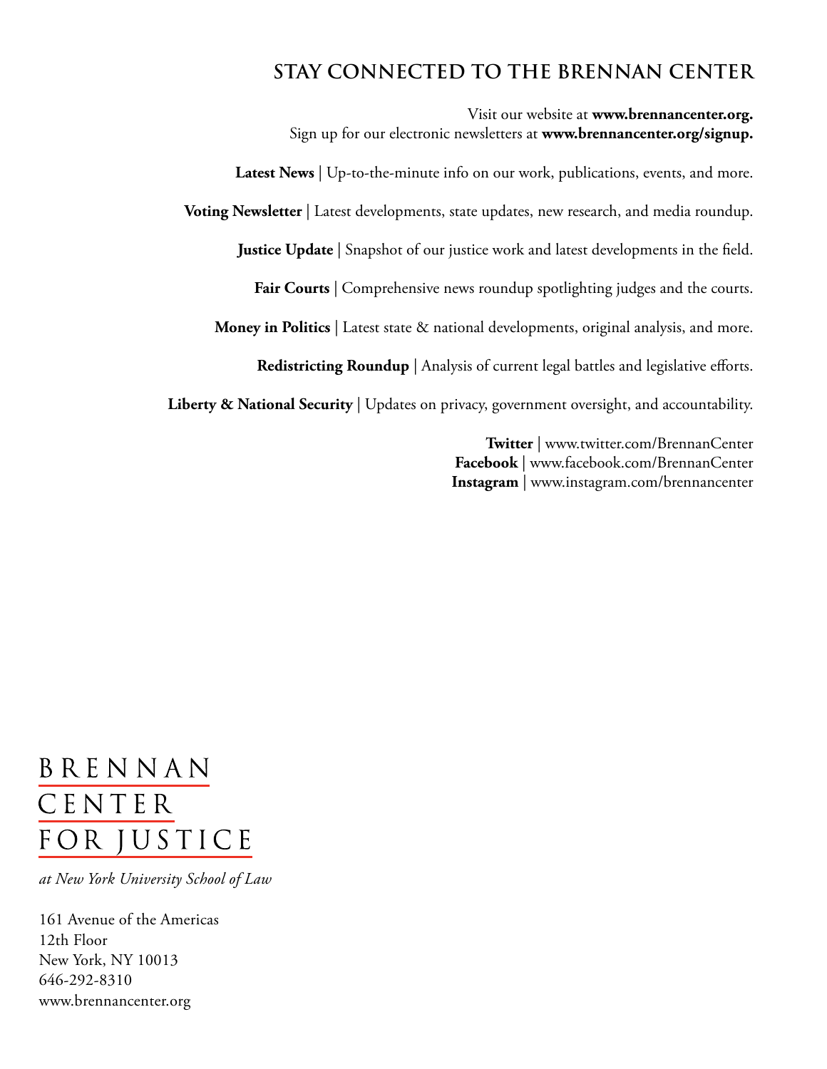## STAY CONNECTED TO THE BRENNAN CENTER

Visit our website at **www.brennancenter.org.**
Sign up for our electronic newsletters at **www.brennancenter.org/signup.**

**Latest News** | Up-to-the-minute info on our work, publications, events, and more.

**Voting Newsletter** | Latest developments, state updates, new research, and media roundup.

**Justice Update** | Snapshot of our justice work and latest developments in the field.

**Fair Courts** | Comprehensive news roundup spotlighting judges and the courts.

**Money in Politics** | Latest state & national developments, original analysis, and more.

**Redistricting Roundup** | Analysis of current legal battles and legislative efforts.

**Liberty & National Security** | Updates on privacy, government oversight, and accountability.

**Twitter** | www.twitter.com/BrennanCenter
**Facebook** | www.facebook.com/BrennanCenter
**Instagram** | www.instagram.com/brennancenter

BRENNAN
CENTER
FOR JUSTICE

*at New York University School of Law*

161 Avenue of the Americas
12th Floor
New York, NY 10013
646-292-8310
www.brennancenter.org